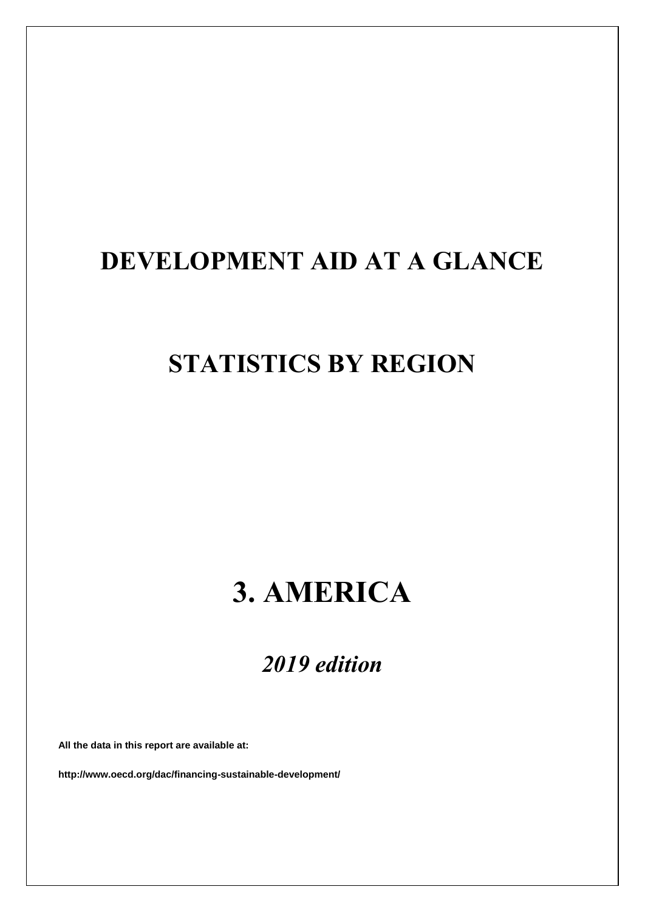# DEVELOPMENT AID AT A GLANCE

# STATISTICS BY REGION

# 3. AMERICA

## *2019 edition*

**All the data in this report are available at:**

**http://www.oecd.org/dac/financing-sustainable-development/**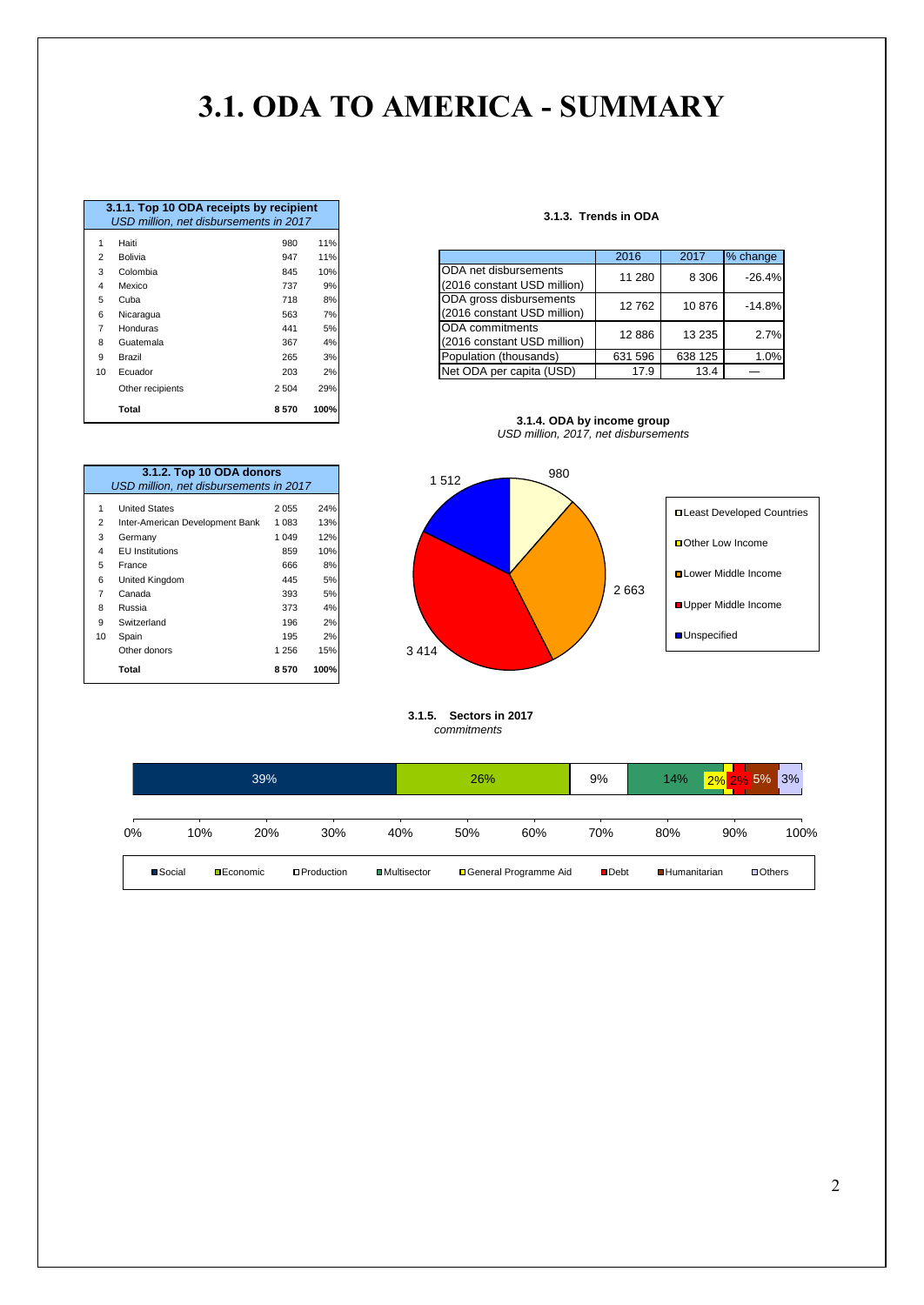# 3.1. ODA TO AMERICA - SUMMARY

| 3.1.1. Top 10 ODA receipts by recipient<br>*USD million, net disbursements in 2017* | | | |
|---|---|---|---|
| 1 | Haiti | 980 | 11% |
| 2 | Bolivia | 947 | 11% |
| 3 | Colombia | 845 | 10% |
| 4 | Mexico | 737 | 9% |
| 5 | Cuba | 718 | 8% |
| 6 | Nicaragua | 563 | 7% |
| 7 | Honduras | 441 | 5% |
| 8 | Guatemala | 367 | 4% |
| 9 | Brazil | 265 | 3% |
| 10 | Ecuador | 203 | 2% |
| | Other recipients | 2 504 | 29% |
| | **Total** | **8 570** | **100%** |

**3.1.3. Trends in ODA**

| | 2016 | 2017 | % change |
|---|---|---|---|
| ODA net disbursements (2016 constant USD million) | 11 280 | 8 306 | -26.4% |
| ODA gross disbursements (2016 constant USD million) | 12 762 | 10 876 | -14.8% |
| ODA commitments (2016 constant USD million) | 12 886 | 13 235 | 2.7% |
| Population (thousands) | 631 596 | 638 125 | 1.0% |
| Net ODA per capita (USD) | 17.9 | 13.4 | — |

| 3.1.2. Top 10 ODA donors<br>*USD million, net disbursements in 2017* | | | |
|---|---|---|---|
| 1 | United States | 2 055 | 24% |
| 2 | Inter-American Development Bank | 1 083 | 13% |
| 3 | Germany | 1 049 | 12% |
| 4 | EU Institutions | 859 | 10% |
| 5 | France | 666 | 8% |
| 6 | United Kingdom | 445 | 5% |
| 7 | Canada | 393 | 5% |
| 8 | Russia | 373 | 4% |
| 9 | Switzerland | 196 | 2% |
| 10 | Spain | 195 | 2% |
| | Other donors | 1 256 | 15% |
| | **Total** | **8 570** | **100%** |

**3.1.4. ODA by income group**
*USD million, 2017, net disbursements*

| Income group | USD million |
|---|---|
| Least Developed Countries | 980 |
| Other Low Income | |
| Lower Middle Income | 2 663 |
| Upper Middle Income | 3 414 |
| Unspecified | 1 512 |

**3.1.5. Sectors in 2017**
*commitments*

| Social | Economic | Production | Multisector | General Programme Aid | Debt | Humanitarian | Others |
|---|---|---|---|---|---|---|---|
| 39% | 26% | 9% | 14% | 2% | 2% | 5% | 3% |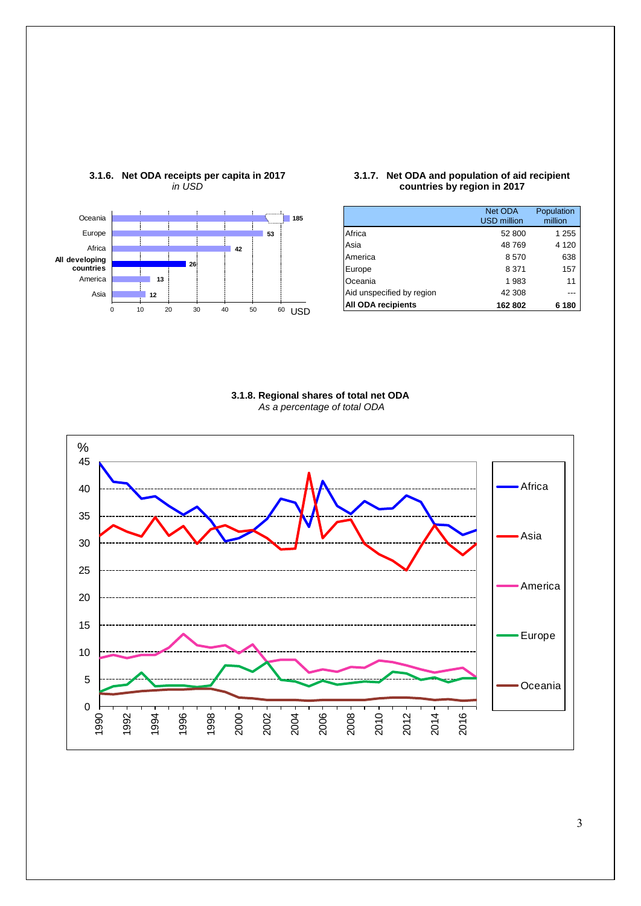### 3.1.6. Net ODA receipts per capita in 2017

*in USD*

| Region | USD |
|---|---|
| Oceania | 185 |
| Europe | 53 |
| Africa | 42 |
| **All developing countries** | **26** |
| America | 13 |
| Asia | 12 |

### 3.1.7. Net ODA and population of aid recipient countries by region in 2017

| | Net ODA USD million | Population million |
|---|---|---|
| Africa | 52 800 | 1 255 |
| Asia | 48 769 | 4 120 |
| America | 8 570 | 638 |
| Europe | 8 371 | 157 |
| Oceania | 1 983 | 11 |
| Aid unspecified by region | 42 308 | --- |
| **All ODA recipients** | **162 802** | **6 180** |

### 3.1.8. Regional shares of total net ODA

*As a percentage of total ODA*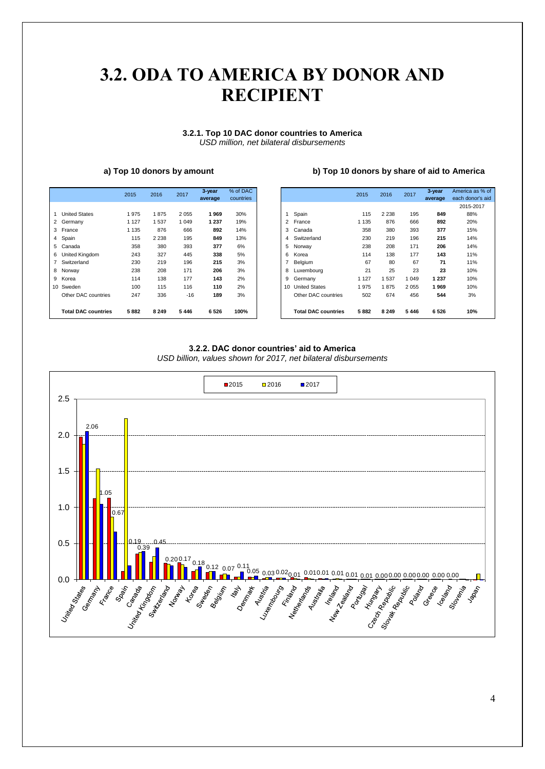# 3.2. ODA TO AMERICA BY DONOR AND RECIPIENT

**3.2.1. Top 10 DAC donor countries to America**
*USD million, net bilateral disbursements*

### a) Top 10 donors by amount

| | | 2015 | 2016 | 2017 | 3-year average | % of DAC countries |
|---|---|---|---|---|---|---|
| 1 | United States | 1 975 | 1 875 | 2 055 | **1 969** | 30% |
| 2 | Germany | 1 127 | 1 537 | 1 049 | **1 237** | 19% |
| 3 | France | 1 135 | 876 | 666 | **892** | 14% |
| 4 | Spain | 115 | 2 238 | 195 | **849** | 13% |
| 5 | Canada | 358 | 380 | 393 | **377** | 6% |
| 6 | United Kingdom | 243 | 327 | 445 | **338** | 5% |
| 7 | Switzerland | 230 | 219 | 196 | **215** | 3% |
| 8 | Norway | 238 | 208 | 171 | **206** | 3% |
| 9 | Korea | 114 | 138 | 177 | **143** | 2% |
| 10 | Sweden | 100 | 115 | 116 | **110** | 2% |
| | Other DAC countries | 247 | 336 | -16 | **189** | 3% |
| | **Total DAC countries** | **5 882** | **8 249** | **5 446** | **6 526** | **100%** |

### b) Top 10 donors by share of aid to America

| | | 2015 | 2016 | 2017 | 3-year average | America as % of each donor's aid 2015-2017 |
|---|---|---|---|---|---|---|
| 1 | Spain | 115 | 2 238 | 195 | **849** | 88% |
| 2 | France | 1 135 | 876 | 666 | **892** | 20% |
| 3 | Canada | 358 | 380 | 393 | **377** | 15% |
| 4 | Switzerland | 230 | 219 | 196 | **215** | 14% |
| 5 | Norway | 238 | 208 | 171 | **206** | 14% |
| 6 | Korea | 114 | 138 | 177 | **143** | 11% |
| 7 | Belgium | 67 | 80 | 67 | **71** | 11% |
| 8 | Luxembourg | 21 | 25 | 23 | **23** | 10% |
| 9 | Germany | 1 127 | 1 537 | 1 049 | **1 237** | 10% |
| 10 | United States | 1 975 | 1 875 | 2 055 | **1 969** | 10% |
| | Other DAC countries | 502 | 674 | 456 | **544** | 3% |
| | **Total DAC countries** | **5 882** | **8 249** | **5 446** | **6 526** | **10%** |

**3.2.2. DAC donor countries' aid to America**
*USD billion, values shown for 2017, net bilateral disbursements*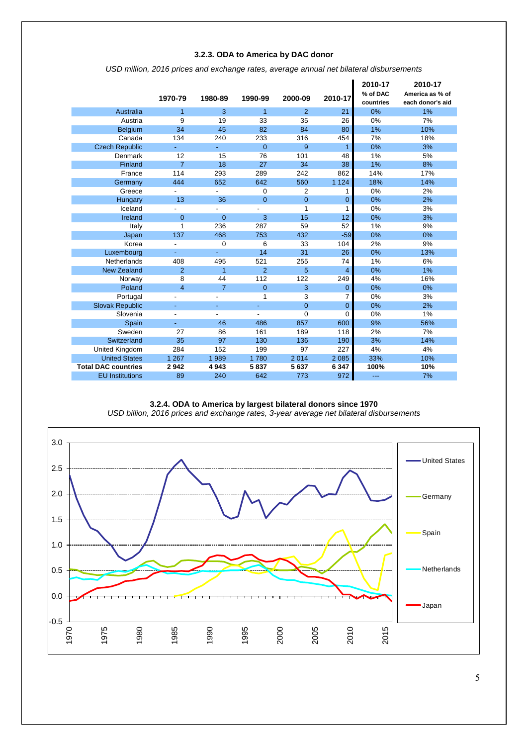### 3.2.3. ODA to America by DAC donor

*USD million, 2016 prices and exchange rates, average annual net bilateral disbursements*

| | 1970-79 | 1980-89 | 1990-99 | 2000-09 | 2010-17 | 2010-17 % of DAC countries | 2010-17 America as % of each donor's aid |
|---|---|---|---|---|---|---|---|
| Australia | 1 | 3 | 1 | 2 | 21 | 0% | 1% |
| Austria | 9 | 19 | 33 | 35 | 26 | 0% | 7% |
| Belgium | 34 | 45 | 82 | 84 | 80 | 1% | 10% |
| Canada | 134 | 240 | 233 | 316 | 454 | 7% | 18% |
| Czech Republic | - | - | 0 | 9 | 1 | 0% | 3% |
| Denmark | 12 | 15 | 76 | 101 | 48 | 1% | 5% |
| Finland | 7 | 18 | 27 | 34 | 38 | 1% | 8% |
| France | 114 | 293 | 289 | 242 | 862 | 14% | 17% |
| Germany | 444 | 652 | 642 | 560 | 1 124 | 18% | 14% |
| Greece | - | - | 0 | 2 | 1 | 0% | 2% |
| Hungary | 13 | 36 | 0 | 0 | 0 | 0% | 2% |
| Iceland | - | - | - | 1 | 1 | 0% | 3% |
| Ireland | 0 | 0 | 3 | 15 | 12 | 0% | 3% |
| Italy | 1 | 236 | 287 | 59 | 52 | 1% | 9% |
| Japan | 137 | 468 | 753 | 432 | -59 | 0% | 0% |
| Korea | - | 0 | 6 | 33 | 104 | 2% | 9% |
| Luxembourg | - | - | 14 | 31 | 26 | 0% | 13% |
| Netherlands | 408 | 495 | 521 | 255 | 74 | 1% | 6% |
| New Zealand | 2 | 1 | 2 | 5 | 4 | 0% | 1% |
| Norway | 8 | 44 | 112 | 122 | 249 | 4% | 16% |
| Poland | 4 | 7 | 0 | 3 | 0 | 0% | 0% |
| Portugal | - | - | 1 | 3 | 7 | 0% | 3% |
| Slovak Republic | - | - | - | 0 | 0 | 0% | 2% |
| Slovenia | - | - | - | 0 | 0 | 0% | 1% |
| Spain | - | 46 | 486 | 857 | 600 | 9% | 56% |
| Sweden | 27 | 86 | 161 | 189 | 118 | 2% | 7% |
| Switzerland | 35 | 97 | 130 | 136 | 190 | 3% | 14% |
| United Kingdom | 284 | 152 | 199 | 97 | 227 | 4% | 4% |
| United States | 1 267 | 1 989 | 1 780 | 2 014 | 2 085 | 33% | 10% |
| **Total DAC countries** | **2 942** | **4 943** | **5 837** | **5 637** | **6 347** | **100%** | **10%** |
| EU Institutions | 89 | 240 | 642 | 773 | 972 | --- | 7% |

### 3.2.4. ODA to America by largest bilateral donors since 1970

*USD billion, 2016 prices and exchange rates, 3-year average net bilateral disbursements*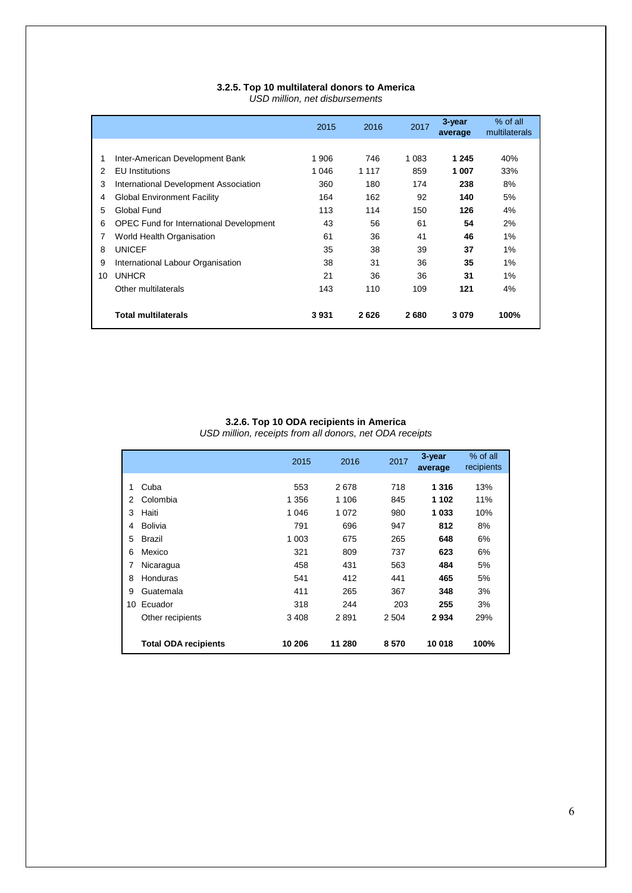### 3.2.5. Top 10 multilateral donors to America

*USD million, net disbursements*

| | | 2015 | 2016 | 2017 | 3-year average | % of all multilaterals |
|---|---|---|---|---|---|---|
| 1 | Inter-American Development Bank | 1 906 | 746 | 1 083 | **1 245** | 40% |
| 2 | EU Institutions | 1 046 | 1 117 | 859 | **1 007** | 33% |
| 3 | International Development Association | 360 | 180 | 174 | **238** | 8% |
| 4 | Global Environment Facility | 164 | 162 | 92 | **140** | 5% |
| 5 | Global Fund | 113 | 114 | 150 | **126** | 4% |
| 6 | OPEC Fund for International Development | 43 | 56 | 61 | **54** | 2% |
| 7 | World Health Organisation | 61 | 36 | 41 | **46** | 1% |
| 8 | UNICEF | 35 | 38 | 39 | **37** | 1% |
| 9 | International Labour Organisation | 38 | 31 | 36 | **35** | 1% |
| 10 | UNHCR | 21 | 36 | 36 | **31** | 1% |
| | Other multilaterals | 143 | 110 | 109 | **121** | 4% |
| | **Total multilaterals** | **3 931** | **2 626** | **2 680** | **3 079** | **100%** |

### 3.2.6. Top 10 ODA recipients in America

*USD million, receipts from all donors, net ODA receipts*

| | | 2015 | 2016 | 2017 | 3-year average | % of all recipients |
|---|---|---|---|---|---|---|
| 1 | Cuba | 553 | 2 678 | 718 | **1 316** | 13% |
| 2 | Colombia | 1 356 | 1 106 | 845 | **1 102** | 11% |
| 3 | Haiti | 1 046 | 1 072 | 980 | **1 033** | 10% |
| 4 | Bolivia | 791 | 696 | 947 | **812** | 8% |
| 5 | Brazil | 1 003 | 675 | 265 | **648** | 6% |
| 6 | Mexico | 321 | 809 | 737 | **623** | 6% |
| 7 | Nicaragua | 458 | 431 | 563 | **484** | 5% |
| 8 | Honduras | 541 | 412 | 441 | **465** | 5% |
| 9 | Guatemala | 411 | 265 | 367 | **348** | 3% |
| 10 | Ecuador | 318 | 244 | 203 | **255** | 3% |
| | Other recipients | 3 408 | 2 891 | 2 504 | **2 934** | 29% |
| | **Total ODA recipients** | **10 206** | **11 280** | **8 570** | **10 018** | **100%** |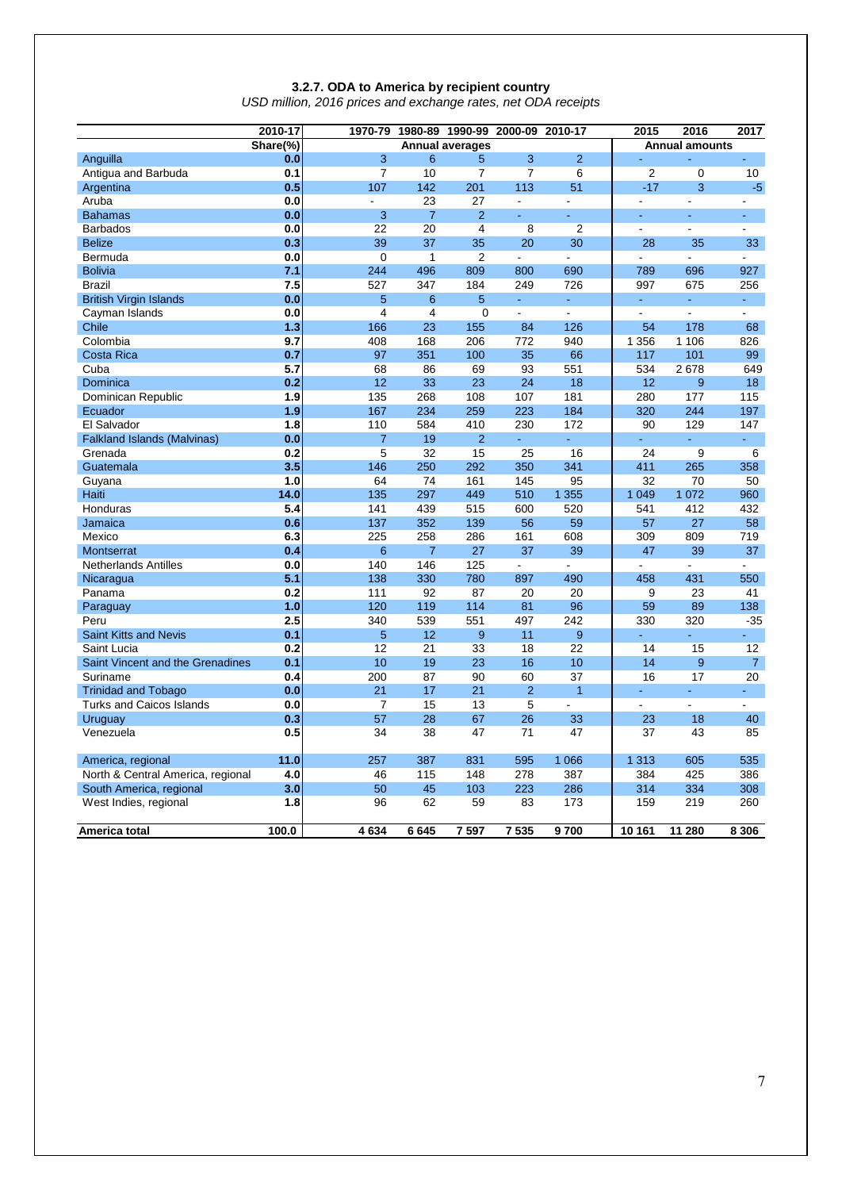### 3.2.7. ODA to America by recipient country

*USD million, 2016 prices and exchange rates, net ODA receipts*

| | 2010-17 | 1970-79 | 1980-89 | 1990-99 | 2000-09 | 2010-17 | 2015 | 2016 | 2017 |
|---|---|---|---|---|---|---|---|---|---|
| | Share(%) | Annual averages | | | | | Annual amounts | | |
| Anguilla | 0.0 | 3 | 6 | 5 | 3 | 2 | - | - | - |
| Antigua and Barbuda | 0.1 | 7 | 10 | 7 | 7 | 6 | 2 | 0 | 10 |
| Argentina | 0.5 | 107 | 142 | 201 | 113 | 51 | -17 | 3 | -5 |
| Aruba | 0.0 | - | 23 | 27 | - | - | - | - | - |
| Bahamas | 0.0 | 3 | 7 | 2 | - | - | - | - | - |
| Barbados | 0.0 | 22 | 20 | 4 | 8 | 2 | - | - | - |
| Belize | 0.3 | 39 | 37 | 35 | 20 | 30 | 28 | 35 | 33 |
| Bermuda | 0.0 | 0 | 1 | 2 | - | - | - | - | - |
| Bolivia | 7.1 | 244 | 496 | 809 | 800 | 690 | 789 | 696 | 927 |
| Brazil | 7.5 | 527 | 347 | 184 | 249 | 726 | 997 | 675 | 256 |
| British Virgin Islands | 0.0 | 5 | 6 | 5 | - | - | - | - | - |
| Cayman Islands | 0.0 | 4 | 4 | 0 | - | - | - | - | - |
| Chile | 1.3 | 166 | 23 | 155 | 84 | 126 | 54 | 178 | 68 |
| Colombia | 9.7 | 408 | 168 | 206 | 772 | 940 | 1 356 | 1 106 | 826 |
| Costa Rica | 0.7 | 97 | 351 | 100 | 35 | 66 | 117 | 101 | 99 |
| Cuba | 5.7 | 68 | 86 | 69 | 93 | 551 | 534 | 2 678 | 649 |
| Dominica | 0.2 | 12 | 33 | 23 | 24 | 18 | 12 | 9 | 18 |
| Dominican Republic | 1.9 | 135 | 268 | 108 | 107 | 181 | 280 | 177 | 115 |
| Ecuador | 1.9 | 167 | 234 | 259 | 223 | 184 | 320 | 244 | 197 |
| El Salvador | 1.8 | 110 | 584 | 410 | 230 | 172 | 90 | 129 | 147 |
| Falkland Islands (Malvinas) | 0.0 | 7 | 19 | 2 | - | - | - | - | - |
| Grenada | 0.2 | 5 | 32 | 15 | 25 | 16 | 24 | 9 | 6 |
| Guatemala | 3.5 | 146 | 250 | 292 | 350 | 341 | 411 | 265 | 358 |
| Guyana | 1.0 | 64 | 74 | 161 | 145 | 95 | 32 | 70 | 50 |
| Haiti | 14.0 | 135 | 297 | 449 | 510 | 1 355 | 1 049 | 1 072 | 960 |
| Honduras | 5.4 | 141 | 439 | 515 | 600 | 520 | 541 | 412 | 432 |
| Jamaica | 0.6 | 137 | 352 | 139 | 56 | 59 | 57 | 27 | 58 |
| Mexico | 6.3 | 225 | 258 | 286 | 161 | 608 | 309 | 809 | 719 |
| Montserrat | 0.4 | 6 | 7 | 27 | 37 | 39 | 47 | 39 | 37 |
| Netherlands Antilles | 0.0 | 140 | 146 | 125 | - | - | - | - | - |
| Nicaragua | 5.1 | 138 | 330 | 780 | 897 | 490 | 458 | 431 | 550 |
| Panama | 0.2 | 111 | 92 | 87 | 20 | 20 | 9 | 23 | 41 |
| Paraguay | 1.0 | 120 | 119 | 114 | 81 | 96 | 59 | 89 | 138 |
| Peru | 2.5 | 340 | 539 | 551 | 497 | 242 | 330 | 320 | -35 |
| Saint Kitts and Nevis | 0.1 | 5 | 12 | 9 | 11 | 9 | - | - | - |
| Saint Lucia | 0.2 | 12 | 21 | 33 | 18 | 22 | 14 | 15 | 12 |
| Saint Vincent and the Grenadines | 0.1 | 10 | 19 | 23 | 16 | 10 | 14 | 9 | 7 |
| Suriname | 0.4 | 200 | 87 | 90 | 60 | 37 | 16 | 17 | 20 |
| Trinidad and Tobago | 0.0 | 21 | 17 | 21 | 2 | 1 | - | - | - |
| Turks and Caicos Islands | 0.0 | 7 | 15 | 13 | 5 | - | - | - | - |
| Uruguay | 0.3 | 57 | 28 | 67 | 26 | 33 | 23 | 18 | 40 |
| Venezuela | 0.5 | 34 | 38 | 47 | 71 | 47 | 37 | 43 | 85 |
| America, regional | 11.0 | 257 | 387 | 831 | 595 | 1 066 | 1 313 | 605 | 535 |
| North & Central America, regional | 4.0 | 46 | 115 | 148 | 278 | 387 | 384 | 425 | 386 |
| South America, regional | 3.0 | 50 | 45 | 103 | 223 | 286 | 314 | 334 | 308 |
| West Indies, regional | 1.8 | 96 | 62 | 59 | 83 | 173 | 159 | 219 | 260 |
| **America total** | **100.0** | **4 634** | **6 645** | **7 597** | **7 535** | **9 700** | **10 161** | **11 280** | **8 306** |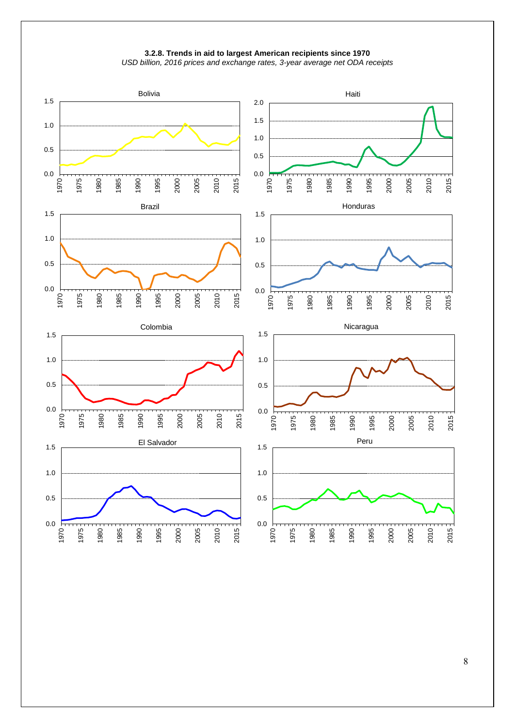**3.2.8. Trends in aid to largest American recipients since 1970**

*USD billion, 2016 prices and exchange rates, 3-year average net ODA receipts*

Bolivia

Haiti

Brazil

Honduras

Colombia

Nicaragua

El Salvador

Peru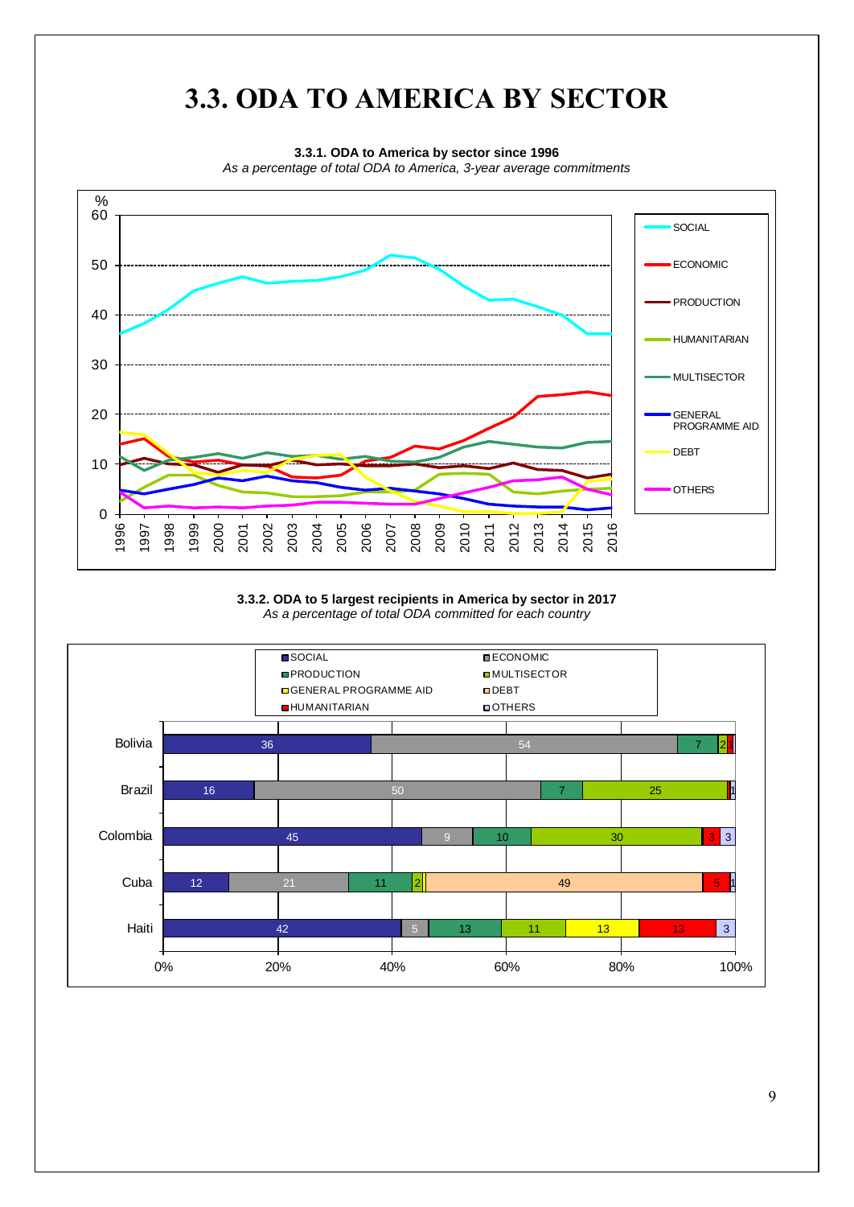# 3.3. ODA TO AMERICA BY SECTOR

**3.3.1. ODA to America by sector since 1996**

*As a percentage of total ODA to America, 3-year average commitments*

**3.3.2. ODA to 5 largest recipients in America by sector in 2017**

*As a percentage of total ODA committed for each country*

| Country | SOCIAL | ECONOMIC | PRODUCTION | MULTISECTOR | GENERAL PROGRAMME AID | DEBT | HUMANITARIAN | OTHERS |
|---|---|---|---|---|---|---|---|---|
| Bolivia | 36 | 54 | 7 | 2 | | | 1 | |
| Brazil | 16 | 50 | 7 | 25 | | | | 1 |
| Colombia | 45 | 9 | 10 | 30 | | | 3 | 3 |
| Cuba | 12 | 21 | 11 | 2 | | 49 | 5 | 1 |
| Haiti | 42 | 5 | 13 | 11 | 13 | | 13 | 3 |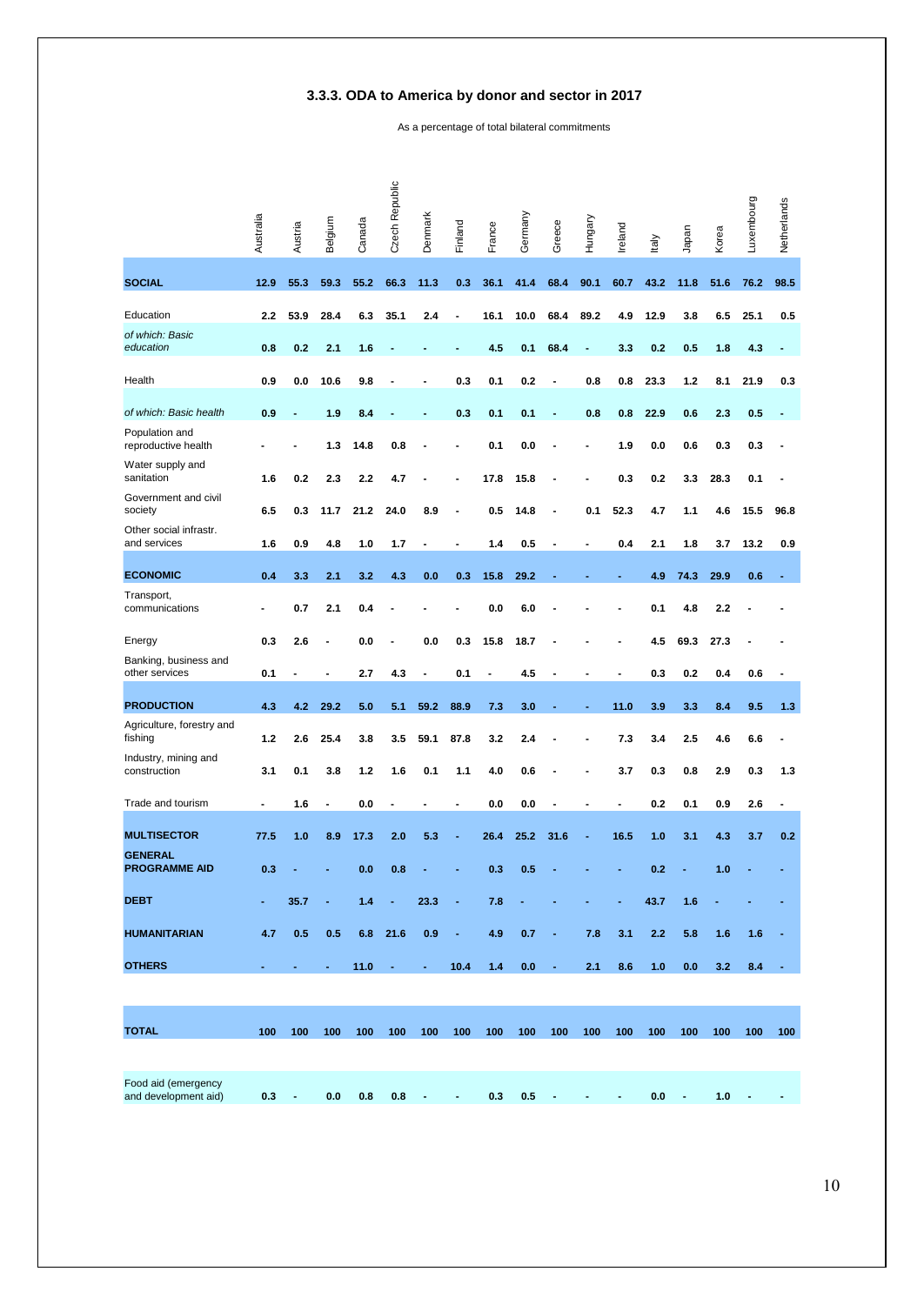### 3.3.3. ODA to America by donor and sector in 2017

As a percentage of total bilateral commitments

| | Australia | Austria | Belgium | Canada | Czech Republic | Denmark | Finland | France | Germany | Greece | Hungary | Ireland | Italy | Japan | Korea | Luxembourg | Netherlands |
|---|---|---|---|---|---|---|---|---|---|---|---|---|---|---|---|---|---|
| **SOCIAL** | **12.9** | **55.3** | **59.3** | **55.2** | **66.3** | **11.3** | **0.3** | **36.1** | **41.4** | **68.4** | **90.1** | **60.7** | **43.2** | **11.8** | **51.6** | **76.2** | **98.5** |
| Education | **2.2** | **53.9** | **28.4** | **6.3** | **35.1** | **2.4** | **-** | **16.1** | **10.0** | **68.4** | **89.2** | **4.9** | **12.9** | **3.8** | **6.5** | **25.1** | **0.5** |
| *of which: Basic education* | **0.8** | **0.2** | **2.1** | **1.6** | **-** | **-** | **-** | **4.5** | **0.1** | **68.4** | **-** | **3.3** | **0.2** | **0.5** | **1.8** | **4.3** | **-** |
| Health | **0.9** | **0.0** | **10.6** | **9.8** | **-** | **-** | **0.3** | **0.1** | **0.2** | **-** | **0.8** | **0.8** | **23.3** | **1.2** | **8.1** | **21.9** | **0.3** |
| *of which: Basic health* | **0.9** | **-** | **1.9** | **8.4** | **-** | **-** | **0.3** | **0.1** | **0.1** | **-** | **0.8** | **0.8** | **22.9** | **0.6** | **2.3** | **0.5** | **-** |
| Population and reproductive health | **-** | **-** | **1.3** | **14.8** | **0.8** | **-** | **-** | **0.1** | **0.0** | **-** | **-** | **1.9** | **0.0** | **0.6** | **0.3** | **0.3** | **-** |
| Water supply and sanitation | **1.6** | **0.2** | **2.3** | **2.2** | **4.7** | **-** | **-** | **17.8** | **15.8** | **-** | **-** | **0.3** | **0.2** | **3.3** | **28.3** | **0.1** | **-** |
| Government and civil society | **6.5** | **0.3** | **11.7** | **21.2** | **24.0** | **8.9** | **-** | **0.5** | **14.8** | **-** | **0.1** | **52.3** | **4.7** | **1.1** | **4.6** | **15.5** | **96.8** |
| Other social infrastr. and services | **1.6** | **0.9** | **4.8** | **1.0** | **1.7** | **-** | **-** | **1.4** | **0.5** | **-** | **-** | **0.4** | **2.1** | **1.8** | **3.7** | **13.2** | **0.9** |
| **ECONOMIC** | **0.4** | **3.3** | **2.1** | **3.2** | **4.3** | **0.0** | **0.3** | **15.8** | **29.2** | **-** | **-** | **-** | **4.9** | **74.3** | **29.9** | **0.6** | **-** |
| Transport, communications | **-** | **0.7** | **2.1** | **0.4** | **-** | **-** | **-** | **0.0** | **6.0** | **-** | **-** | **-** | **0.1** | **4.8** | **2.2** | **-** | **-** |
| Energy | **0.3** | **2.6** | **-** | **0.0** | **-** | **0.0** | **0.3** | **15.8** | **18.7** | **-** | **-** | **-** | **4.5** | **69.3** | **27.3** | **-** | **-** |
| Banking, business and other services | **0.1** | **-** | **-** | **2.7** | **4.3** | **-** | **0.1** | **-** | **4.5** | **-** | **-** | **-** | **0.3** | **0.2** | **0.4** | **0.6** | **-** |
| **PRODUCTION** | **4.3** | **4.2** | **29.2** | **5.0** | **5.1** | **59.2** | **88.9** | **7.3** | **3.0** | **-** | **-** | **11.0** | **3.9** | **3.3** | **8.4** | **9.5** | **1.3** |
| Agriculture, forestry and fishing | **1.2** | **2.6** | **25.4** | **3.8** | **3.5** | **59.1** | **87.8** | **3.2** | **2.4** | **-** | **-** | **7.3** | **3.4** | **2.5** | **4.6** | **6.6** | **-** |
| Industry, mining and construction | **3.1** | **0.1** | **3.8** | **1.2** | **1.6** | **0.1** | **1.1** | **4.0** | **0.6** | **-** | **-** | **3.7** | **0.3** | **0.8** | **2.9** | **0.3** | **1.3** |
| Trade and tourism | **-** | **1.6** | **-** | **0.0** | **-** | **-** | **-** | **0.0** | **0.0** | **-** | **-** | **-** | **0.2** | **0.1** | **0.9** | **2.6** | **-** |
| **MULTISECTOR** | **77.5** | **1.0** | **8.9** | **17.3** | **2.0** | **5.3** | **-** | **26.4** | **25.2** | **31.6** | **-** | **16.5** | **1.0** | **3.1** | **4.3** | **3.7** | **0.2** |
| **GENERAL PROGRAMME AID** | **0.3** | **-** | **-** | **0.0** | **0.8** | **-** | **-** | **0.3** | **0.5** | **-** | **-** | **-** | **0.2** | **-** | **1.0** | **-** | **-** |
| **DEBT** | **-** | **35.7** | **-** | **1.4** | **-** | **23.3** | **-** | **7.8** | **-** | **-** | **-** | **-** | **43.7** | **1.6** | **-** | **-** | **-** |
| **HUMANITARIAN** | **4.7** | **0.5** | **0.5** | **6.8** | **21.6** | **0.9** | **-** | **4.9** | **0.7** | **-** | **7.8** | **3.1** | **2.2** | **5.8** | **1.6** | **1.6** | **-** |
| **OTHERS** | **-** | **-** | **-** | **11.0** | **-** | **-** | **10.4** | **1.4** | **0.0** | **-** | **2.1** | **8.6** | **1.0** | **0.0** | **3.2** | **8.4** | **-** |
| **TOTAL** | **100** | **100** | **100** | **100** | **100** | **100** | **100** | **100** | **100** | **100** | **100** | **100** | **100** | **100** | **100** | **100** | **100** |
| Food aid (emergency and development aid) | **0.3** | **-** | **0.0** | **0.8** | **0.8** | **-** | **-** | **0.3** | **0.5** | **-** | **-** | **-** | **0.0** | **-** | **1.0** | **-** | **-** |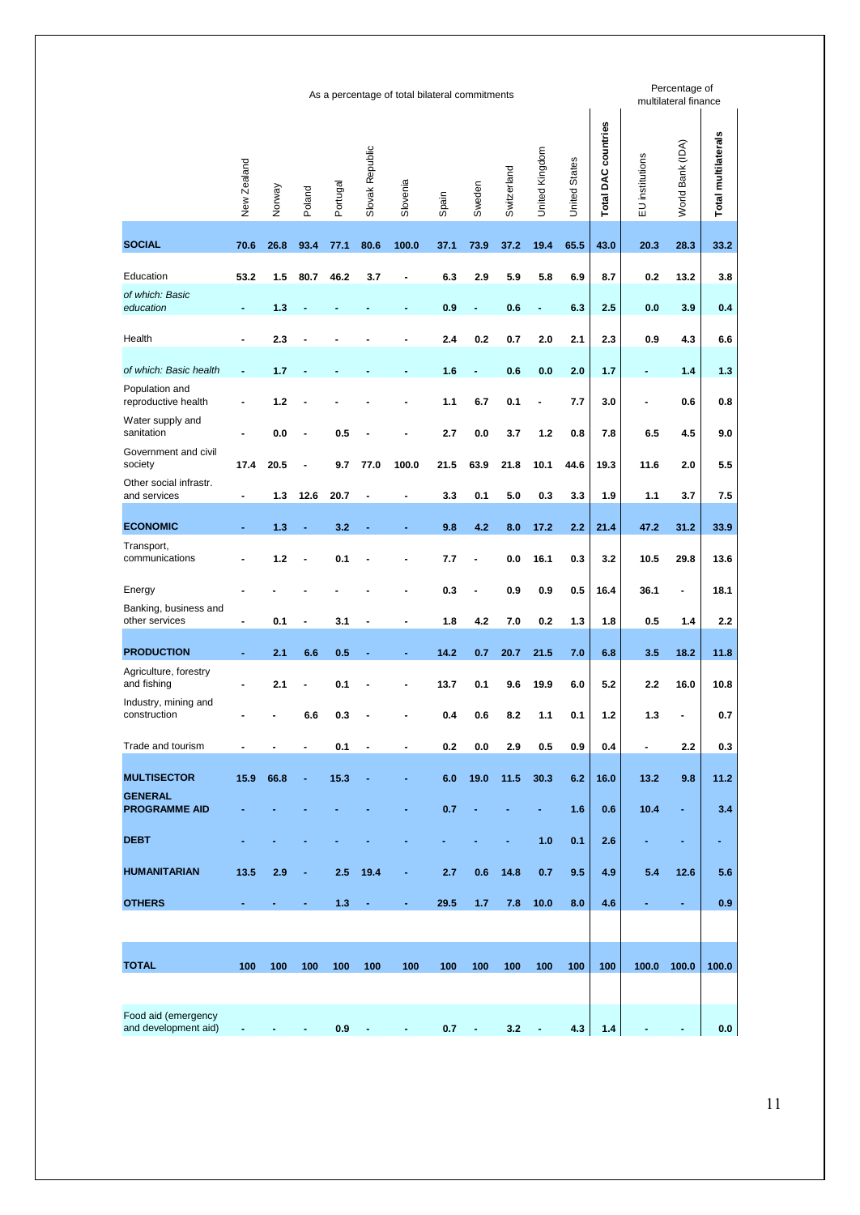| | As a percentage of total bilateral commitments | | | | | | | | | | | | Percentage of multilateral finance | | |
|---|---|---|---|---|---|---|---|---|---|---|---|---|---|---|---|
| | New Zealand | Norway | Poland | Portugal | Slovak Republic | Slovenia | Spain | Sweden | Switzerland | United Kingdom | United States | **Total DAC countries** | EU institutions | World Bank (IDA) | **Total multilaterals** |
| **SOCIAL** | **70.6** | **26.8** | **93.4** | **77.1** | **80.6** | **100.0** | **37.1** | **73.9** | **37.2** | **19.4** | **65.5** | **43.0** | **20.3** | **28.3** | **33.2** |
| Education | **53.2** | **1.5** | **80.7** | **46.2** | **3.7** | **-** | **6.3** | **2.9** | **5.9** | **5.8** | **6.9** | **8.7** | **0.2** | **13.2** | **3.8** |
| *of which: Basic education* | **-** | **1.3** | **-** | **-** | **-** | **-** | **0.9** | **-** | **0.6** | **-** | **6.3** | **2.5** | **0.0** | **3.9** | **0.4** |
| Health | **-** | **2.3** | **-** | **-** | **-** | **-** | **2.4** | **0.2** | **0.7** | **2.0** | **2.1** | **2.3** | **0.9** | **4.3** | **6.6** |
| *of which: Basic health* | **-** | **1.7** | **-** | **-** | **-** | **-** | **1.6** | **-** | **0.6** | **0.0** | **2.0** | **1.7** | **-** | **1.4** | **1.3** |
| Population and reproductive health | **-** | **1.2** | **-** | **-** | **-** | **-** | **1.1** | **6.7** | **0.1** | **-** | **7.7** | **3.0** | **-** | **0.6** | **0.8** |
| Water supply and sanitation | **-** | **0.0** | **-** | **0.5** | **-** | **-** | **2.7** | **0.0** | **3.7** | **1.2** | **0.8** | **7.8** | **6.5** | **4.5** | **9.0** |
| Government and civil society | **17.4** | **20.5** | **-** | **9.7** | **77.0** | **100.0** | **21.5** | **63.9** | **21.8** | **10.1** | **44.6** | **19.3** | **11.6** | **2.0** | **5.5** |
| Other social infrastr. and services | **-** | **1.3** | **12.6** | **20.7** | **-** | **-** | **3.3** | **0.1** | **5.0** | **0.3** | **3.3** | **1.9** | **1.1** | **3.7** | **7.5** |
| **ECONOMIC** | **-** | **1.3** | **-** | **3.2** | **-** | **-** | **9.8** | **4.2** | **8.0** | **17.2** | **2.2** | **21.4** | **47.2** | **31.2** | **33.9** |
| Transport, communications | **-** | **1.2** | **-** | **0.1** | **-** | **-** | **7.7** | **-** | **0.0** | **16.1** | **0.3** | **3.2** | **10.5** | **29.8** | **13.6** |
| Energy | **-** | **-** | **-** | **-** | **-** | **-** | **0.3** | **-** | **0.9** | **0.9** | **0.5** | **16.4** | **36.1** | **-** | **18.1** |
| Banking, business and other services | **-** | **0.1** | **-** | **3.1** | **-** | **-** | **1.8** | **4.2** | **7.0** | **0.2** | **1.3** | **1.8** | **0.5** | **1.4** | **2.2** |
| **PRODUCTION** | **-** | **2.1** | **6.6** | **0.5** | **-** | **-** | **14.2** | **0.7** | **20.7** | **21.5** | **7.0** | **6.8** | **3.5** | **18.2** | **11.8** |
| Agriculture, forestry and fishing | **-** | **2.1** | **-** | **0.1** | **-** | **-** | **13.7** | **0.1** | **9.6** | **19.9** | **6.0** | **5.2** | **2.2** | **16.0** | **10.8** |
| Industry, mining and construction | **-** | **-** | **6.6** | **0.3** | **-** | **-** | **0.4** | **0.6** | **8.2** | **1.1** | **0.1** | **1.2** | **1.3** | **-** | **0.7** |
| Trade and tourism | **-** | **-** | **-** | **0.1** | **-** | **-** | **0.2** | **0.0** | **2.9** | **0.5** | **0.9** | **0.4** | **-** | **2.2** | **0.3** |
| **MULTISECTOR** | **15.9** | **66.8** | **-** | **15.3** | **-** | **-** | **6.0** | **19.0** | **11.5** | **30.3** | **6.2** | **16.0** | **13.2** | **9.8** | **11.2** |
| **GENERAL PROGRAMME AID** | **-** | **-** | **-** | **-** | **-** | **-** | **0.7** | **-** | **-** | **-** | **1.6** | **0.6** | **10.4** | **-** | **3.4** |
| **DEBT** | **-** | **-** | **-** | **-** | **-** | **-** | **-** | **-** | **-** | **1.0** | **0.1** | **2.6** | **-** | **-** | **-** |
| **HUMANITARIAN** | **13.5** | **2.9** | **-** | **2.5** | **19.4** | **-** | **2.7** | **0.6** | **14.8** | **0.7** | **9.5** | **4.9** | **5.4** | **12.6** | **5.6** |
| **OTHERS** | **-** | **-** | **-** | **1.3** | **-** | **-** | **29.5** | **1.7** | **7.8** | **10.0** | **8.0** | **4.6** | **-** | **-** | **0.9** |
| **TOTAL** | **100** | **100** | **100** | **100** | **100** | **100** | **100** | **100** | **100** | **100** | **100** | **100** | **100.0** | **100.0** | **100.0** |
| Food aid (emergency and development aid) | **-** | **-** | **-** | **0.9** | **-** | **-** | **0.7** | **-** | **3.2** | **-** | **4.3** | **1.4** | **-** | **-** | **0.0** |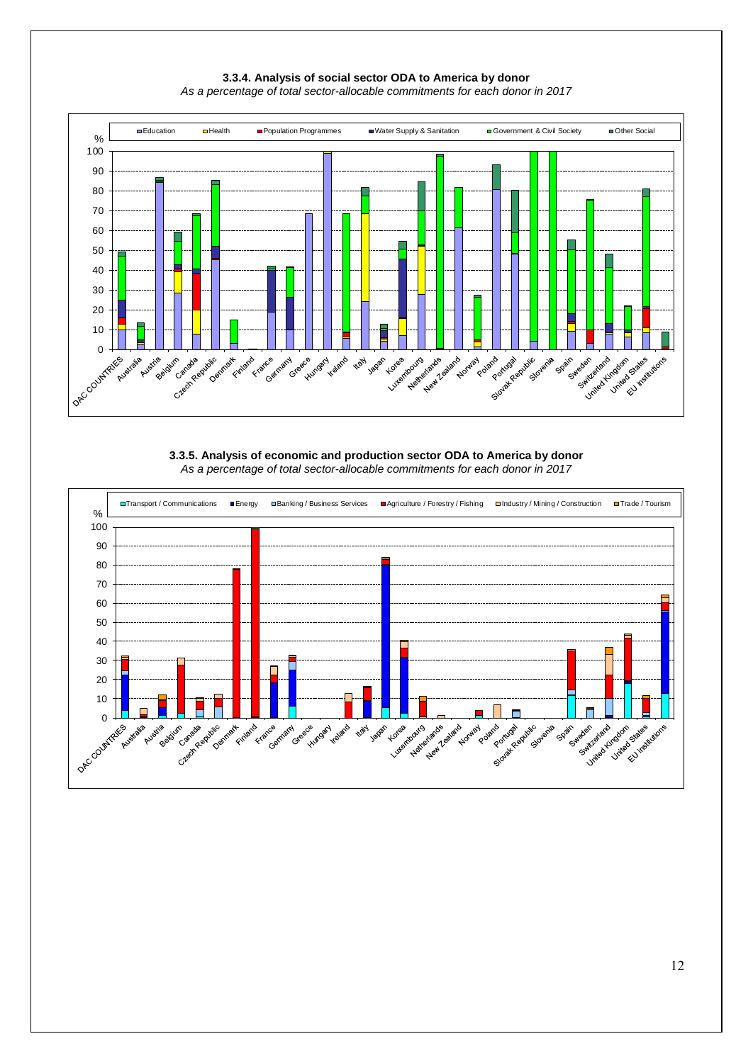**3.3.4. Analysis of social sector ODA to America by donor**

*As a percentage of total sector-allocable commitments for each donor in 2017*

**3.3.5. Analysis of economic and production sector ODA to America by donor**

*As a percentage of total sector-allocable commitments for each donor in 2017*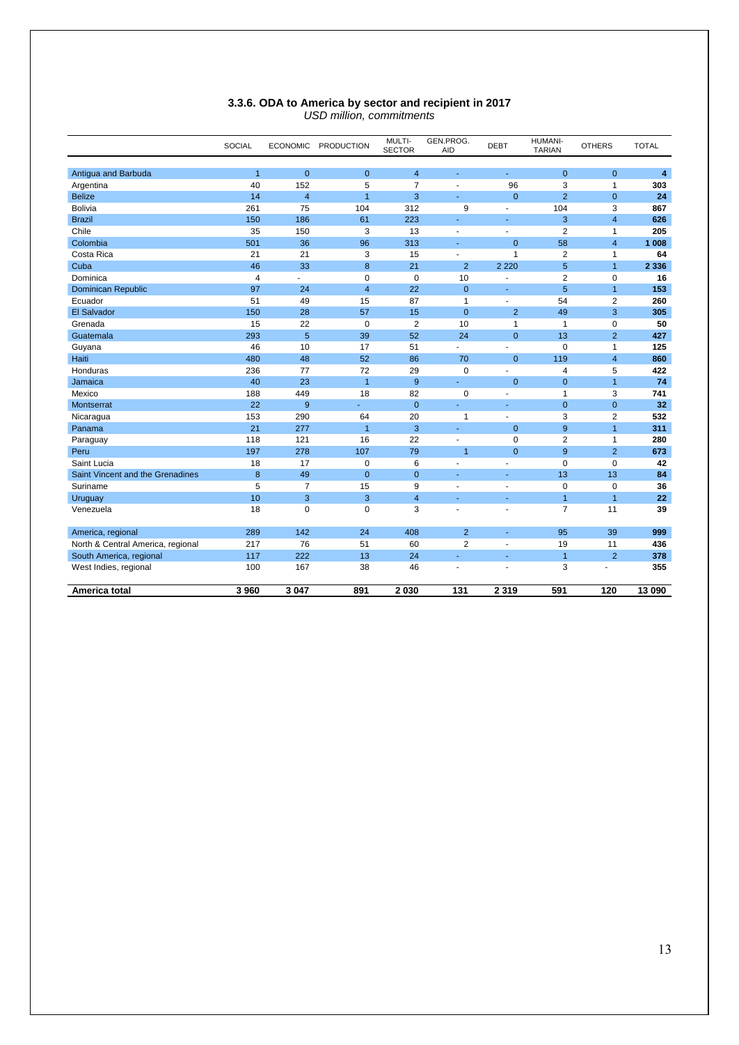### 3.3.6. ODA to America by sector and recipient in 2017

*USD million, commitments*

| | SOCIAL | ECONOMIC | PRODUCTION | MULTI-SECTOR | GEN.PROG. AID | DEBT | HUMANI-TARIAN | OTHERS | TOTAL |
|---|---|---|---|---|---|---|---|---|---|
| Antigua and Barbuda | 1 | 0 | 0 | 4 | - | - | 0 | 0 | **4** |
| Argentina | 40 | 152 | 5 | 7 | - | 96 | 3 | 1 | **303** |
| Belize | 14 | 4 | 1 | 3 | - | 0 | 2 | 0 | **24** |
| Bolivia | 261 | 75 | 104 | 312 | 9 | - | 104 | 3 | **867** |
| Brazil | 150 | 186 | 61 | 223 | - | - | 3 | 4 | **626** |
| Chile | 35 | 150 | 3 | 13 | - | - | 2 | 1 | **205** |
| Colombia | 501 | 36 | 96 | 313 | - | 0 | 58 | 4 | **1 008** |
| Costa Rica | 21 | 21 | 3 | 15 | - | 1 | 2 | 1 | **64** |
| Cuba | 46 | 33 | 8 | 21 | 2 | 2 220 | 5 | 1 | **2 336** |
| Dominica | 4 | - | 0 | 0 | 10 | - | 2 | 0 | **16** |
| Dominican Republic | 97 | 24 | 4 | 22 | 0 | - | 5 | 1 | **153** |
| Ecuador | 51 | 49 | 15 | 87 | 1 | - | 54 | 2 | **260** |
| El Salvador | 150 | 28 | 57 | 15 | 0 | 2 | 49 | 3 | **305** |
| Grenada | 15 | 22 | 0 | 2 | 10 | 1 | 1 | 0 | **50** |
| Guatemala | 293 | 5 | 39 | 52 | 24 | 0 | 13 | 2 | **427** |
| Guyana | 46 | 10 | 17 | 51 | - | - | 0 | 1 | **125** |
| Haiti | 480 | 48 | 52 | 86 | 70 | 0 | 119 | 4 | **860** |
| Honduras | 236 | 77 | 72 | 29 | 0 | - | 4 | 5 | **422** |
| Jamaica | 40 | 23 | 1 | 9 | - | 0 | 0 | 1 | **74** |
| Mexico | 188 | 449 | 18 | 82 | 0 | - | 1 | 3 | **741** |
| Montserrat | 22 | 9 | - | 0 | - | - | 0 | 0 | **32** |
| Nicaragua | 153 | 290 | 64 | 20 | 1 | - | 3 | 2 | **532** |
| Panama | 21 | 277 | 1 | 3 | - | 0 | 9 | 1 | **311** |
| Paraguay | 118 | 121 | 16 | 22 | - | 0 | 2 | 1 | **280** |
| Peru | 197 | 278 | 107 | 79 | 1 | 0 | 9 | 2 | **673** |
| Saint Lucia | 18 | 17 | 0 | 6 | - | - | 0 | 0 | **42** |
| Saint Vincent and the Grenadines | 8 | 49 | 0 | 0 | - | - | 13 | 13 | **84** |
| Suriname | 5 | 7 | 15 | 9 | - | - | 0 | 0 | **36** |
| Uruguay | 10 | 3 | 3 | 4 | - | - | 1 | 1 | **22** |
| Venezuela | 18 | 0 | 0 | 3 | - | - | 7 | 11 | **39** |
| America, regional | 289 | 142 | 24 | 408 | 2 | - | 95 | 39 | **999** |
| North & Central America, regional | 217 | 76 | 51 | 60 | 2 | - | 19 | 11 | **436** |
| South America, regional | 117 | 222 | 13 | 24 | - | - | 1 | 2 | **378** |
| West Indies, regional | 100 | 167 | 38 | 46 | - | - | 3 | - | **355** |
| **America total** | **3 960** | **3 047** | **891** | **2 030** | **131** | **2 319** | **591** | **120** | **13 090** |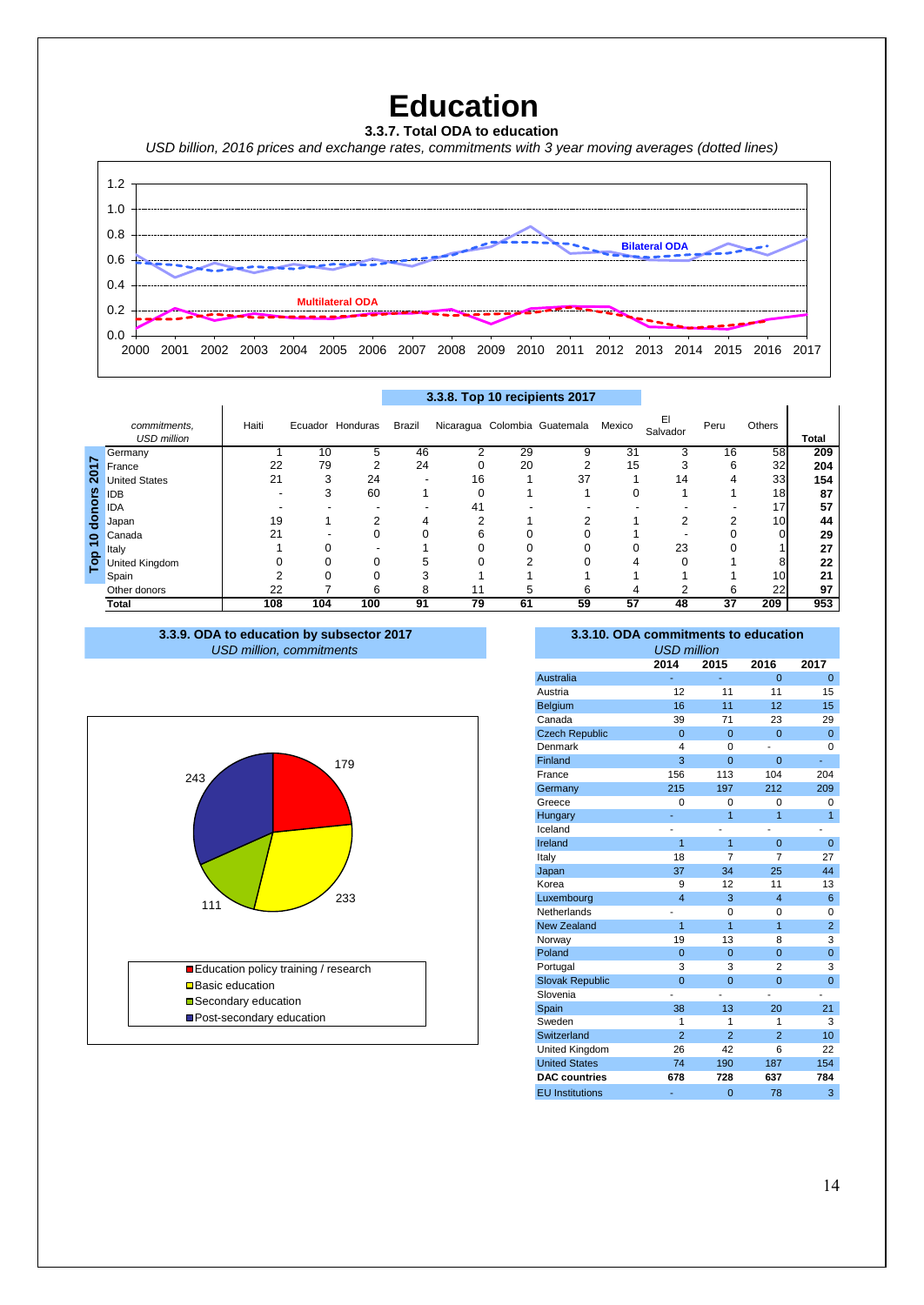# Education

### 3.3.7. Total ODA to education

*USD billion, 2016 prices and exchange rates, commitments with 3 year moving averages (dotted lines)*

Bilateral ODA

Multilateral ODA

### 3.3.8. Top 10 recipients 2017

| *commitments, USD million* | Haiti | Ecuador | Honduras | Brazil | Nicaragua | Colombia | Guatemala | Mexico | El Salvador | Peru | Others | Total |
|---|---|---|---|---|---|---|---|---|---|---|---|---|
| Germany | 1 | 10 | 5 | 46 | 2 | 29 | 9 | 31 | 3 | 16 | 58 | **209** |
| France | 22 | 79 | 2 | 24 | 0 | 20 | 2 | 15 | 3 | 6 | 32 | **204** |
| United States | 21 | 3 | 24 | - | 16 | 1 | 37 | 1 | 14 | 4 | 33 | **154** |
| IDB | - | 3 | 60 | 1 | 0 | 1 | 1 | 0 | 1 | 1 | 18 | **87** |
| IDA | - | - | - | - | 41 | - | - | - | - | - | 17 | **57** |
| Japan | 19 | 1 | 2 | 4 | 2 | 1 | 2 | 1 | 2 | 2 | 10 | **44** |
| Canada | 21 | - | 0 | 0 | 6 | 0 | 0 | 1 | - | 0 | 0 | **29** |
| Italy | 1 | 0 | - | 1 | 0 | 0 | 0 | 0 | 23 | 0 | 1 | **27** |
| United Kingdom | 0 | 0 | 0 | 5 | 0 | 2 | 0 | 4 | 0 | 1 | 8 | **22** |
| Spain | 2 | 0 | 0 | 3 | 1 | 1 | 1 | 1 | 1 | 1 | 10 | **21** |
| Other donors | 22 | 7 | 6 | 8 | 11 | 5 | 6 | 4 | 2 | 6 | 22 | **97** |
| **Total** | **108** | **104** | **100** | **91** | **79** | **61** | **59** | **57** | **48** | **37** | **209** | **953** |

Top 10 donors 2017

### 3.3.9. ODA to education by subsector 2017

*USD million, commitments*

| Subsector | USD million |
|---|---|
| Education policy training / research | 179 |
| Basic education | 233 |
| Secondary education | 111 |
| Post-secondary education | 243 |

### 3.3.10. ODA commitments to education

*USD million*

| | 2014 | 2015 | 2016 | 2017 |
|---|---|---|---|---|
| Australia | - | - | 0 | 0 |
| Austria | 12 | 11 | 11 | 15 |
| Belgium | 16 | 11 | 12 | 15 |
| Canada | 39 | 71 | 23 | 29 |
| Czech Republic | 0 | 0 | 0 | 0 |
| Denmark | 4 | 0 | - | 0 |
| Finland | 3 | 0 | 0 | - |
| France | 156 | 113 | 104 | 204 |
| Germany | 215 | 197 | 212 | 209 |
| Greece | 0 | 0 | 0 | 0 |
| Hungary | - | 1 | 1 | 1 |
| Iceland | - | - | - | - |
| Ireland | 1 | 1 | 0 | 0 |
| Italy | 18 | 7 | 7 | 27 |
| Japan | 37 | 34 | 25 | 44 |
| Korea | 9 | 12 | 11 | 13 |
| Luxembourg | 4 | 3 | 4 | 6 |
| Netherlands | - | 0 | 0 | 0 |
| New Zealand | 1 | 1 | 1 | 2 |
| Norway | 19 | 13 | 8 | 3 |
| Poland | 0 | 0 | 0 | 0 |
| Portugal | 3 | 3 | 2 | 3 |
| Slovak Republic | 0 | 0 | 0 | 0 |
| Slovenia | - | - | - | - |
| Spain | 38 | 13 | 20 | 21 |
| Sweden | 1 | 1 | 1 | 3 |
| Switzerland | 2 | 2 | 2 | 10 |
| United Kingdom | 26 | 42 | 6 | 22 |
| United States | 74 | 190 | 187 | 154 |
| **DAC countries** | **678** | **728** | **637** | **784** |
| EU Institutions | - | 0 | 78 | 3 |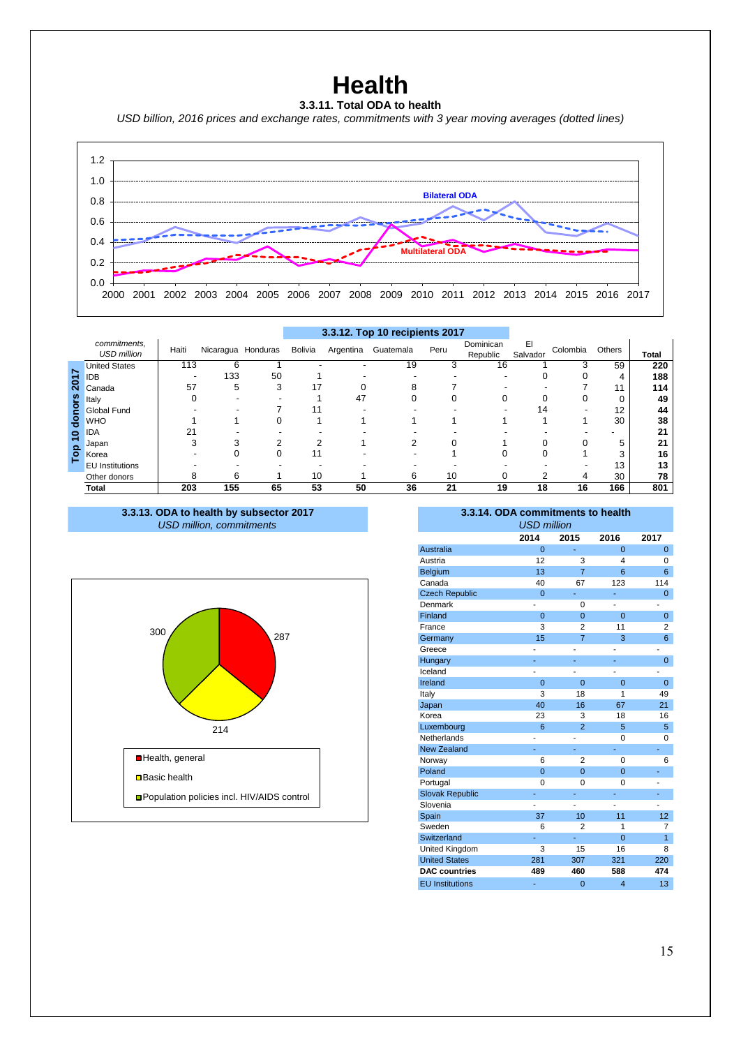# Health

### 3.3.11. Total ODA to health

*USD billion, 2016 prices and exchange rates, commitments with 3 year moving averages (dotted lines)*

### 3.3.12. Top 10 recipients 2017

| *commitments, USD million* | Haiti | Nicaragua | Honduras | Bolivia | Argentina | Guatemala | Peru | Dominican Republic | El Salvador | Colombia | Others | Total |
|---|---|---|---|---|---|---|---|---|---|---|---|---|
| United States | 113 | 6 | 1 | - | - | 19 | 3 | 16 | 1 | 3 | 59 | **220** |
| IDB | - | 133 | 50 | 1 | - | - | - | - | 0 | 0 | 4 | **188** |
| Canada | 57 | 5 | 3 | 17 | 0 | 8 | 7 | - | - | 7 | 11 | **114** |
| Italy | 0 | - | - | 1 | 47 | 0 | 0 | 0 | 0 | 0 | 0 | **49** |
| Global Fund | - | - | 7 | 11 | - | - | - | - | 14 | - | 12 | **44** |
| WHO | 1 | 1 | 0 | 1 | 1 | 1 | 1 | 1 | 1 | 1 | 30 | **38** |
| IDA | 21 | - | - | - | - | - | - | - | - | - | - | **21** |
| Japan | 3 | 3 | 2 | 2 | 1 | 2 | 0 | 1 | 0 | 0 | 5 | **21** |
| Korea | - | 0 | 0 | 11 | - | - | 1 | 0 | 0 | 1 | 3 | **16** |
| EU Institutions | - | - | - | - | - | - | - | - | - | - | 13 | **13** |
| Other donors | 8 | 6 | 1 | 10 | 1 | 6 | 10 | 0 | 2 | 4 | 30 | **78** |
| **Total** | **203** | **155** | **65** | **53** | **50** | **36** | **21** | **19** | **18** | **16** | **166** | **801** |

*Top 10 donors 2017*

### 3.3.13. ODA to health by subsector 2017

*USD million, commitments*

- Health, general: 287
- Basic health: 214
- Population policies incl. HIV/AIDS control: 300

### 3.3.14. ODA commitments to health

*USD million*

| | 2014 | 2015 | 2016 | 2017 |
|---|---|---|---|---|
| Australia | 0 | - | 0 | 0 |
| Austria | 12 | 3 | 4 | 0 |
| Belgium | 13 | 7 | 6 | 6 |
| Canada | 40 | 67 | 123 | 114 |
| Czech Republic | 0 | - | - | 0 |
| Denmark | - | 0 | - | - |
| Finland | 0 | 0 | 0 | 0 |
| France | 3 | 2 | 11 | 2 |
| Germany | 15 | 7 | 3 | 6 |
| Greece | - | - | - | - |
| Hungary | - | - | - | 0 |
| Iceland | - | - | - | - |
| Ireland | 0 | 0 | 0 | 0 |
| Italy | 3 | 18 | 1 | 49 |
| Japan | 40 | 16 | 67 | 21 |
| Korea | 23 | 3 | 18 | 16 |
| Luxembourg | 6 | 2 | 5 | 5 |
| Netherlands | - | - | 0 | 0 |
| New Zealand | - | - | - | - |
| Norway | 6 | 2 | 0 | 6 |
| Poland | 0 | 0 | 0 | - |
| Portugal | 0 | 0 | 0 | - |
| Slovak Republic | - | - | - | - |
| Slovenia | - | - | - | - |
| Spain | 37 | 10 | 11 | 12 |
| Sweden | 6 | 2 | 1 | 7 |
| Switzerland | - | - | 0 | 1 |
| United Kingdom | 3 | 15 | 16 | 8 |
| United States | 281 | 307 | 321 | 220 |
| **DAC countries** | **489** | **460** | **588** | **474** |
| EU Institutions | - | 0 | 4 | 13 |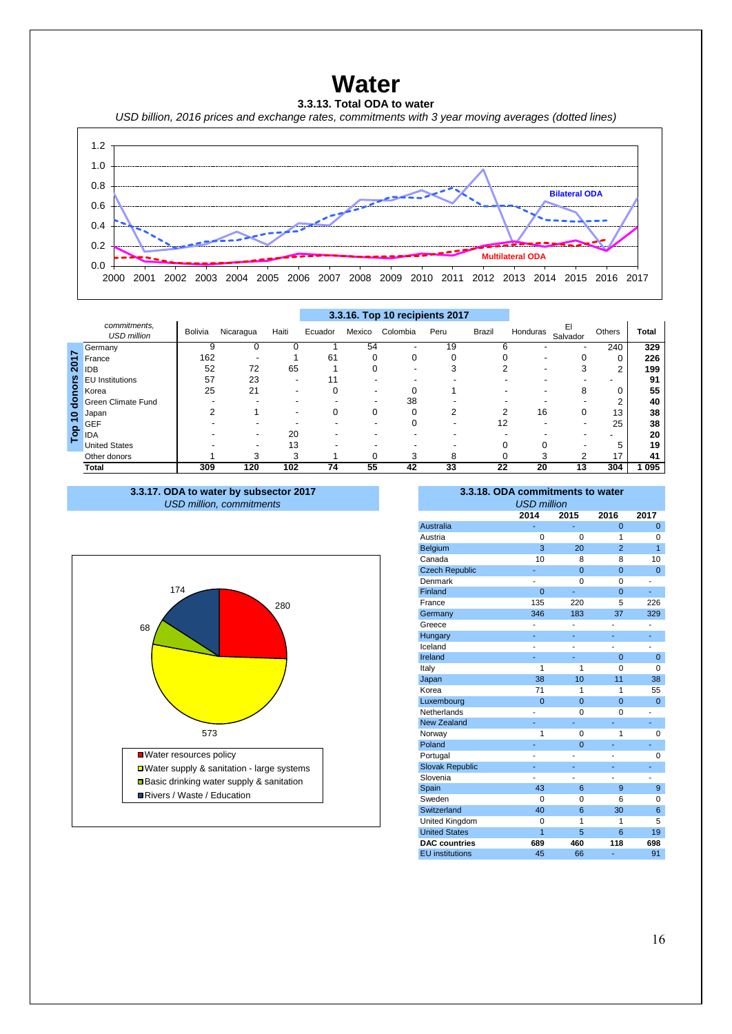# Water

**3.3.13. Total ODA to water**

*USD billion, 2016 prices and exchange rates, commitments with 3 year moving averages (dotted lines)*

1.2
1.0
0.8
0.6
0.4
0.2
0.0

2000 2001 2002 2003 2004 2005 2006 2007 2008 2009 2010 2011 2012 2013 2014 2015 2016 2017

Bilateral ODA

Multilateral ODA

**3.3.16. Top 10 recipients 2017**

| Top 10 donors 2017 — *commitments, USD million* | Bolivia | Nicaragua | Haiti | Ecuador | Mexico | Colombia | Peru | Brazil | Honduras | El Salvador | Others | Total |
|---|---|---|---|---|---|---|---|---|---|---|---|---|
| Germany | 9 | 0 | 0 | 1 | 54 | - | 19 | 6 | - | - | 240 | **329** |
| France | 162 | - | 1 | 61 | 0 | 0 | 0 | 0 | - | 0 | 0 | **226** |
| IDB | 52 | 72 | 65 | 1 | 0 | - | 3 | 2 | - | 3 | 2 | **199** |
| EU Institutions | 57 | 23 | - | 11 | - | - | - | - | - | - | - | **91** |
| Korea | 25 | 21 | - | 0 | - | 0 | 1 | - | - | 8 | 0 | **55** |
| Green Climate Fund | - | - | - | - | - | 38 | - | - | - | - | 2 | **40** |
| Japan | 2 | 1 | - | 0 | 0 | 0 | 2 | 2 | 16 | 0 | 13 | **38** |
| GEF | - | - | - | - | - | 0 | - | 12 | - | - | 25 | **38** |
| IDA | - | - | 20 | - | - | - | - | - | - | - | - | **20** |
| United States | - | - | 13 | - | - | - | - | 0 | 0 | - | 5 | **19** |
| Other donors | 1 | 3 | 3 | 1 | 0 | 3 | 8 | 0 | 3 | 2 | 17 | **41** |
| **Total** | **309** | **120** | **102** | **74** | **55** | **42** | **33** | **22** | **20** | **13** | **304** | **1 095** |

**3.3.17. ODA to water by subsector 2017**

*USD million, commitments*

280
573
68
174

- Water resources policy
- Water supply & sanitation - large systems
- Basic drinking water supply & sanitation
- Rivers / Waste / Education

**3.3.18. ODA commitments to water**

*USD million*

| | 2014 | 2015 | 2016 | 2017 |
|---|---|---|---|---|
| Australia | - | - | 0 | 0 |
| Austria | 0 | 0 | 1 | 0 |
| Belgium | 3 | 20 | 2 | 1 |
| Canada | 10 | 8 | 8 | 10 |
| Czech Republic | - | 0 | 0 | 0 |
| Denmark | - | 0 | 0 | - |
| Finland | 0 | - | 0 | - |
| France | 135 | 220 | 5 | 226 |
| Germany | 346 | 183 | 37 | 329 |
| Greece | - | - | - | - |
| Hungary | - | - | - | - |
| Iceland | - | - | - | - |
| Ireland | - | - | 0 | 0 |
| Italy | 1 | 1 | 0 | 0 |
| Japan | 38 | 10 | 11 | 38 |
| Korea | 71 | 1 | 1 | 55 |
| Luxembourg | 0 | 0 | 0 | 0 |
| Netherlands | - | 0 | 0 | - |
| New Zealand | - | - | - | - |
| Norway | 1 | 0 | 1 | 0 |
| Poland | - | 0 | - | - |
| Portugal | - | - | - | 0 |
| Slovak Republic | - | - | - | - |
| Slovenia | - | - | - | - |
| Spain | 43 | 6 | 9 | 9 |
| Sweden | 0 | 0 | 6 | 0 |
| Switzerland | 40 | 6 | 30 | 6 |
| United Kingdom | 0 | 1 | 1 | 5 |
| United States | 1 | 5 | 6 | 19 |
| **DAC countries** | **689** | **460** | **118** | **698** |
| EU institutions | 45 | 66 | - | 91 |